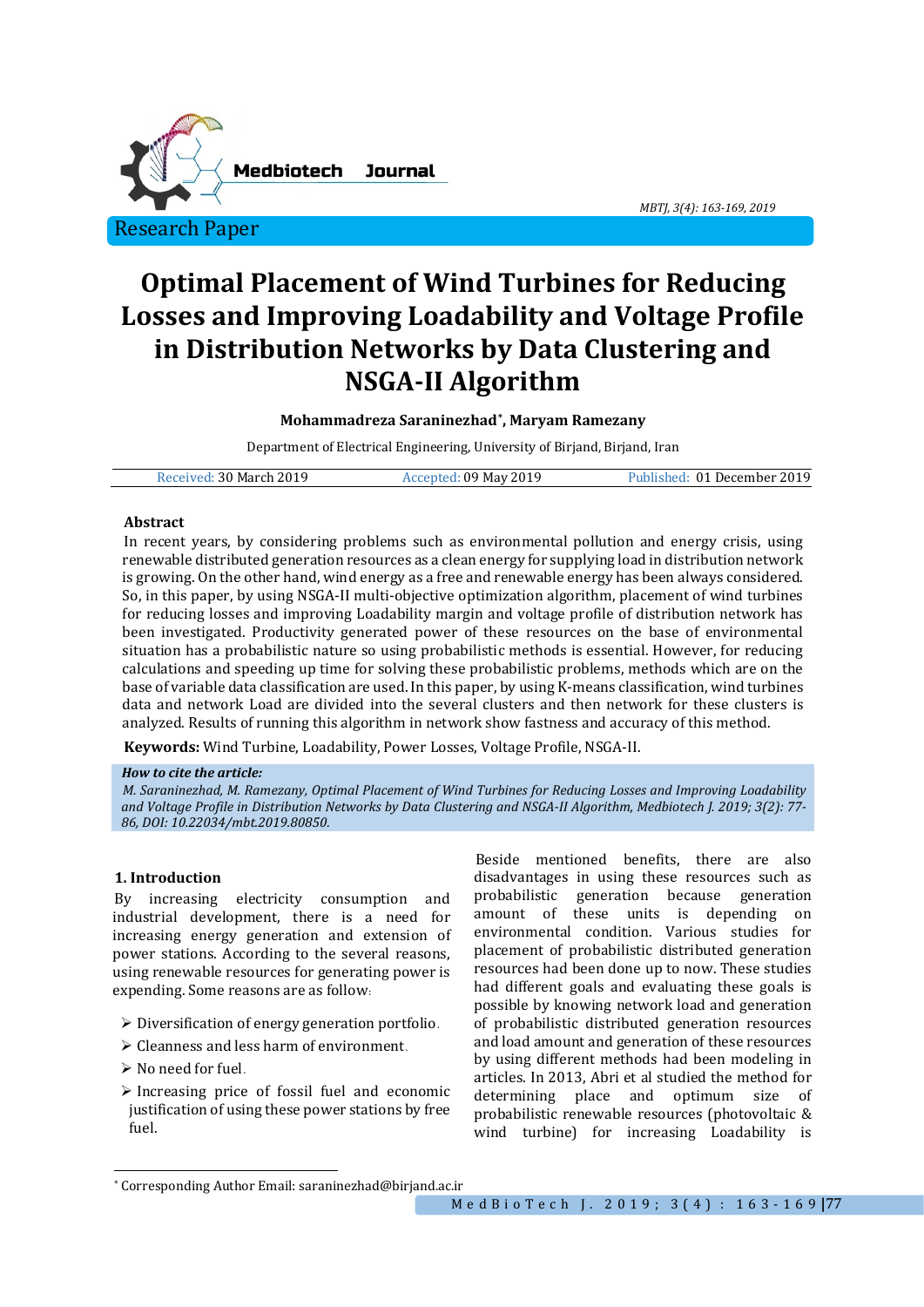Research Paper

# Optimal Placement of Wind Turbines for Reducing Losses and Improving Loadability and Voltage Profile in Distribution Networks by Data Clustering and NSGA-II Algorithm

**Mohammadreza Saraninezhad*, Maryam Ramezany**

Department of Electrical Engineering, University of Birjand, Birjand, Iran

Received: 30 March 2019 | Accepted: 09 May 2019 | Published: 01 December 2019

### Abstract

In recent years, by considering problems such as environmental pollution and energy crisis, using renewable distributed generation resources as a clean energy for supplying load in distribution network is growing. On the other hand, wind energy as a free and renewable energy has been always considered. So, in this paper, by using NSGA-II multi-objective optimization algorithm, placement of wind turbines for reducing losses and improving Loadability margin and voltage profile of distribution network has been investigated. Productivity generated power of these resources on the base of environmental situation has a probabilistic nature so using probabilistic methods is essential. However, for reducing calculations and speeding up time for solving these probabilistic problems, methods which are on the base of variable data classification are used. In this paper, by using K-means classification, wind turbines data and network Load are divided into the several clusters and then network for these clusters is analyzed. Results of running this algorithm in network show fastness and accuracy of this method.

**Keywords:** Wind Turbine, Loadability, Power Losses, Voltage Profile, NSGA-II.

***How to cite the article:***
*M. Saraninezhad, M. Ramezany, Optimal Placement of Wind Turbines for Reducing Losses and Improving Loadability and Voltage Profile in Distribution Networks by Data Clustering and NSGA-II Algorithm, Medbiotech J. 2019; 3(2): 77-86, DOI: 10.22034/mbt.2019.80850.*

## 1. Introduction

By increasing electricity consumption and industrial development, there is a need for increasing energy generation and extension of power stations. According to the several reasons, using renewable resources for generating power is expending. Some reasons are as follow:

- Diversification of energy generation portfolio.
- Cleanness and less harm of environment.
- No need for fuel.
- Increasing price of fossil fuel and economic justification of using these power stations by free fuel.

Beside mentioned benefits, there are also disadvantages in using these resources such as probabilistic generation because generation amount of these units is depending on environmental condition. Various studies for placement of probabilistic distributed generation resources had been done up to now. These studies had different goals and evaluating these goals is possible by knowing network load and generation of probabilistic distributed generation resources and load amount and generation of these resources by using different methods had been modeling in articles. In 2013, Abri et al studied the method for determining place and optimum size of probabilistic renewable resources (photovoltaic & wind turbine) for increasing Loadability is

* Corresponding Author Email: saraninezhad@birjand.ac.ir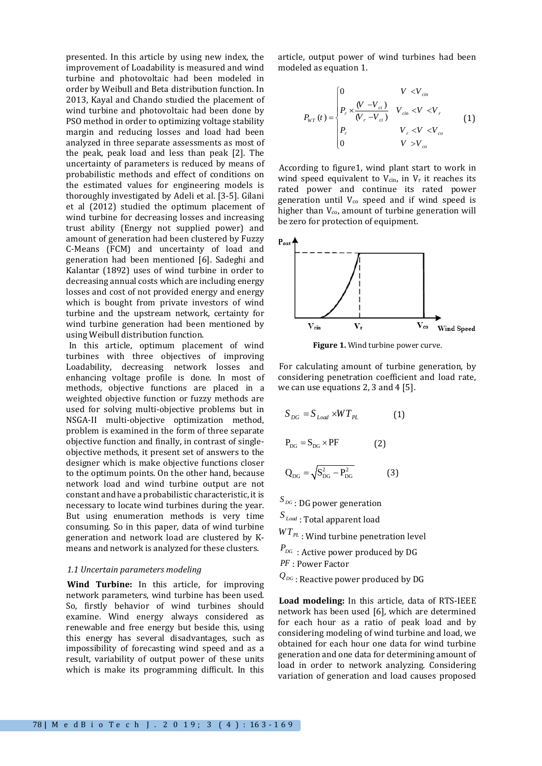presented. In this article by using new index, the improvement of Loadability is measured and wind turbine and photovoltaic had been modeled in order by Weibull and Beta distribution function. In 2013, Kayal and Chando studied the placement of wind turbine and photovoltaic had been done by PSO method in order to optimizing voltage stability margin and reducing losses and load had been analyzed in three separate assessments as most of the peak, peak load and less than peak [2]. The uncertainty of parameters is reduced by means of probabilistic methods and effect of conditions on the estimated values for engineering models is thoroughly investigated by Adeli et al. [3-5]. Gilani et al (2012) studied the optimum placement of wind turbine for decreasing losses and increasing trust ability (Energy not supplied power) and amount of generation had been clustered by Fuzzy C-Means (FCM) and uncertainty of load and generation had been mentioned [6]. Sadeghi and Kalantar (1892) uses of wind turbine in order to decreasing annual costs which are including energy losses and cost of not provided energy and energy which is bought from private investors of wind turbine and the upstream network, certainty for wind turbine generation had been mentioned by using Weibull distribution function.

In this article, optimum placement of wind turbines with three objectives of improving Loadability, decreasing network losses and enhancing voltage profile is done. In most of methods, objective functions are placed in a weighted objective function or fuzzy methods are used for solving multi-objective problems but in NSGA-II multi-objective optimization method, problem is examined in the form of three separate objective function and finally, in contrast of single-objective methods, it present set of answers to the designer which is make objective functions closer to the optimum points. On the other hand, because network load and wind turbine output are not constant and have a probabilistic characteristic, it is necessary to locate wind turbines during the year. But using enumeration methods is very time consuming. So in this paper, data of wind turbine generation and network load are clustered by K-means and network is analyzed for these clusters.

### *1.1 Uncertain parameters modeling*

**Wind Turbine:** In this article, for improving network parameters, wind turbine has been used. So, firstly behavior of wind turbines should examine. Wind energy always considered as renewable and free energy but beside this, using this energy has several disadvantages, such as impossibility of forecasting wind speed and as a result, variability of output power of these units which is make its programming difficult. In this article, output power of wind turbines had been modeled as equation 1.

$$P_{WT}(t) = \begin{cases} 0 & V < V_{cin} \\ P_r \times \dfrac{(V - V_{ci})}{(V_r - V_{ci})} & V_{cin} < V < V_r \\ P_r & V_r < V < V_{co} \\ 0 & V > V_{co} \end{cases} \qquad (1)$$

According to figure1, wind plant start to work in wind speed equivalent to $V_{cin}$, in $V_r$ it reaches its rated power and continue its rated power generation until $V_{co}$ speed and if wind speed is higher than $V_{co}$, amount of turbine generation will be zero for protection of equipment.

**Figure 1.** Wind turbine power curve.

For calculating amount of turbine generation, by considering penetration coefficient and load rate, we can use equations 2, 3 and 4 [5].

$$S_{DG} = S_{Load} \times WT_{PL} \qquad (1)$$

$$P_{DG} = S_{DG} \times PF \qquad (2)$$

$$Q_{DG} = \sqrt{S_{DG}^2 - P_{DG}^2} \qquad (3)$$

$S_{DG}$ : DG power generation

$S_{Load}$ : Total apparent load

$WT_{PL}$ : Wind turbine penetration level

$P_{DG}$ : Active power produced by DG

$PF$ : Power Factor

$Q_{DG}$ : Reactive power produced by DG

**Load modeling:** In this article, data of RTS-IEEE network has been used [6], which are determined for each hour as a ratio of peak load and by considering modeling of wind turbine and load, we obtained for each hour one data for wind turbine generation and one data for determining amount of load in order to network analyzing. Considering variation of generation and load causes proposed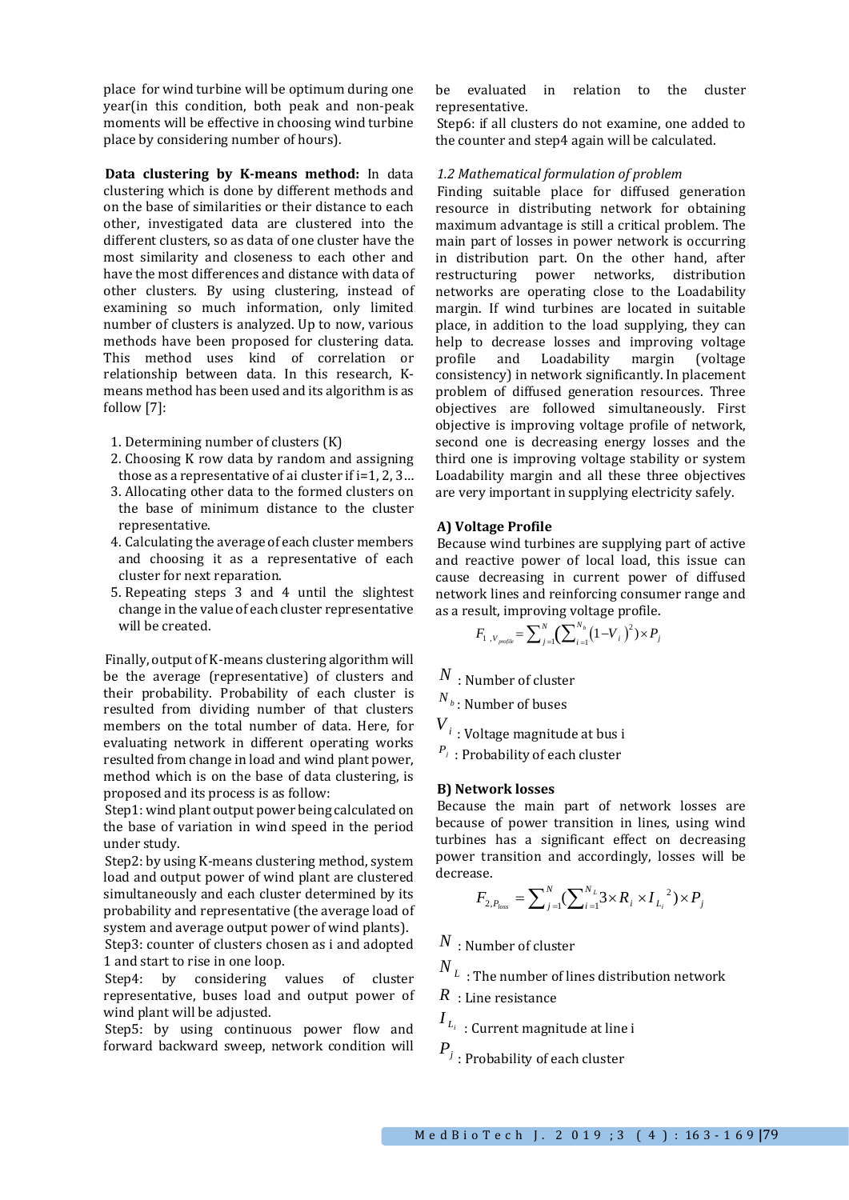place for wind turbine will be optimum during one year(in this condition, both peak and non-peak moments will be effective in choosing wind turbine place by considering number of hours).

**Data clustering by K-means method:** In data clustering which is done by different methods and on the base of similarities or their distance to each other, investigated data are clustered into the different clusters, so as data of one cluster have the most similarity and closeness to each other and have the most differences and distance with data of other clusters. By using clustering, instead of examining so much information, only limited number of clusters is analyzed. Up to now, various methods have been proposed for clustering data. This method uses kind of correlation or relationship between data. In this research, K-means method has been used and its algorithm is as follow [7]:

1. Determining number of clusters (K)
2. Choosing K row data by random and assigning those as a representative of ai cluster if i=1, 2, 3…
3. Allocating other data to the formed clusters on the base of minimum distance to the cluster representative.
4. Calculating the average of each cluster members and choosing it as a representative of each cluster for next reparation.
5. Repeating steps 3 and 4 until the slightest change in the value of each cluster representative will be created.

Finally, output of K-means clustering algorithm will be the average (representative) of clusters and their probability. Probability of each cluster is resulted from dividing number of that clusters members on the total number of data. Here, for evaluating network in different operating works resulted from change in load and wind plant power, method which is on the base of data clustering, is proposed and its process is as follow:

Step1: wind plant output power being calculated on the base of variation in wind speed in the period under study.

Step2: by using K-means clustering method, system load and output power of wind plant are clustered simultaneously and each cluster determined by its probability and representative (the average load of system and average output power of wind plants).

Step3: counter of clusters chosen as i and adopted 1 and start to rise in one loop.

Step4: by considering values of cluster representative, buses load and output power of wind plant will be adjusted.

Step5: by using continuous power flow and forward backward sweep, network condition will be evaluated in relation to the cluster representative.

Step6: if all clusters do not examine, one added to the counter and step4 again will be calculated.

*1.2 Mathematical formulation of problem*

Finding suitable place for diffused generation resource in distributing network for obtaining maximum advantage is still a critical problem. The main part of losses in power network is occurring in distribution part. On the other hand, after restructuring power networks, distribution networks are operating close to the Loadability margin. If wind turbines are located in suitable place, in addition to the load supplying, they can help to decrease losses and improving voltage profile and Loadability margin (voltage consistency) in network significantly. In placement problem of diffused generation resources. Three objectives are followed simultaneously. First objective is improving voltage profile of network, second one is decreasing energy losses and the third one is improving voltage stability or system Loadability margin and all these three objectives are very important in supplying electricity safely.

**A) Voltage Profile**

Because wind turbines are supplying part of active and reactive power of local load, this issue can cause decreasing in current power of diffused network lines and reinforcing consumer range and as a result, improving voltage profile.

$$F_{1,V_{profile}} = \sum_{j=1}^{N}\left(\sum_{i=1}^{N_b}(1-V_i)^2\right)\times P_j$$

$N$ : Number of cluster

$N_b$ : Number of buses

$V_i$ : Voltage magnitude at bus i

$P_j$ : Probability of each cluster

**B) Network losses**

Because the main part of network losses are because of power transition in lines, using wind turbines has a significant effect on decreasing power transition and accordingly, losses will be decrease.

$$F_{2,P_{loss}} = \sum_{j=1}^{N}\left(\sum_{i=1}^{N_L}3\times R_i\times I_{L_i}^{\ 2}\right)\times P_j$$

$N$ : Number of cluster

$N_L$ : The number of lines distribution network

$R$ : Line resistance

$I_{L_i}$ : Current magnitude at line i

$P_j$ : Probability of each cluster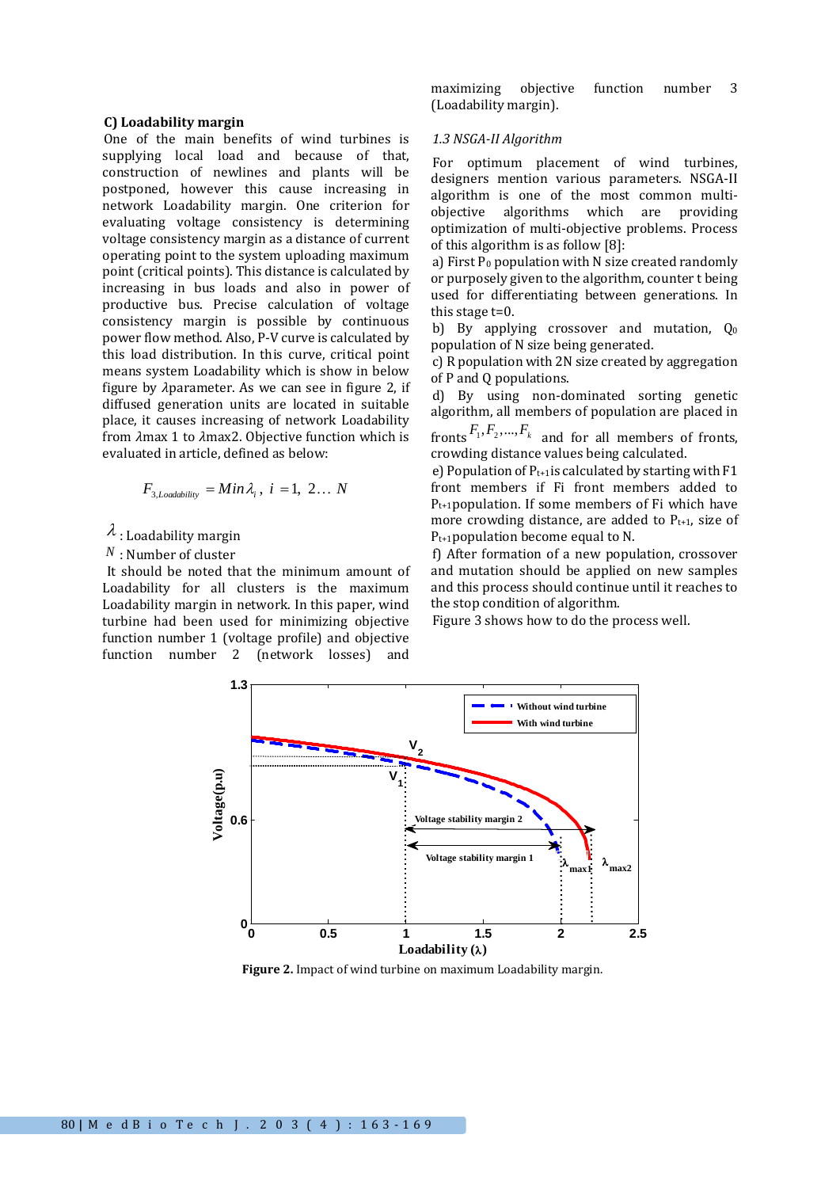### C) Loadability margin

One of the main benefits of wind turbines is supplying local load and because of that, construction of newlines and plants will be postponed, however this cause increasing in network Loadability margin. One criterion for evaluating voltage consistency is determining voltage consistency margin as a distance of current operating point to the system uploading maximum point (critical points). This distance is calculated by increasing in bus loads and also in power of productive bus. Precise calculation of voltage consistency margin is possible by continuous power flow method. Also, P-V curve is calculated by this load distribution. In this curve, critical point means system Loadability which is show in below figure by $\lambda$parameter. As we can see in figure 2, if diffused generation units are located in suitable place, it causes increasing of network Loadability from $\lambda$max 1 to $\lambda$max2. Objective function which is evaluated in article, defined as below:

$$F_{3,Loadability} = Min\lambda_i\,,\ i = 1,\ 2\ldots\ N$$

$\lambda$ : Loadability margin

$N$ : Number of cluster

It should be noted that the minimum amount of Loadability for all clusters is the maximum Loadability margin in network. In this paper, wind turbine had been used for minimizing objective function number 1 (voltage profile) and objective function number 2 (network losses) and maximizing objective function number 3 (Loadability margin).

### *1.3 NSGA-II Algorithm*

For optimum placement of wind turbines, designers mention various parameters. NSGA-II algorithm is one of the most common multi-objective algorithms which are providing optimization of multi-objective problems. Process of this algorithm is as follow [8]:

a) First $P_0$ population with N size created randomly or purposely given to the algorithm, counter t being used for differentiating between generations. In this stage t=0.

b) By applying crossover and mutation, $Q_0$ population of N size being generated.

c) R population with 2N size created by aggregation of P and Q populations.

d) By using non-dominated sorting genetic algorithm, all members of population are placed in fronts $F_1, F_2, \ldots, F_k$ and for all members of fronts, crowding distance values being calculated.

e) Population of $P_{t+1}$is calculated by starting with F1 front members if Fi front members added to $P_{t+1}$population. If some members of Fi which have more crowding distance, are added to $P_{t+1}$, size of $P_{t+1}$population become equal to N.

f) After formation of a new population, crossover and mutation should be applied on new samples and this process should continue until it reaches to the stop condition of algorithm.

Figure 3 shows how to do the process well.

**Figure 2.** Impact of wind turbine on maximum Loadability margin.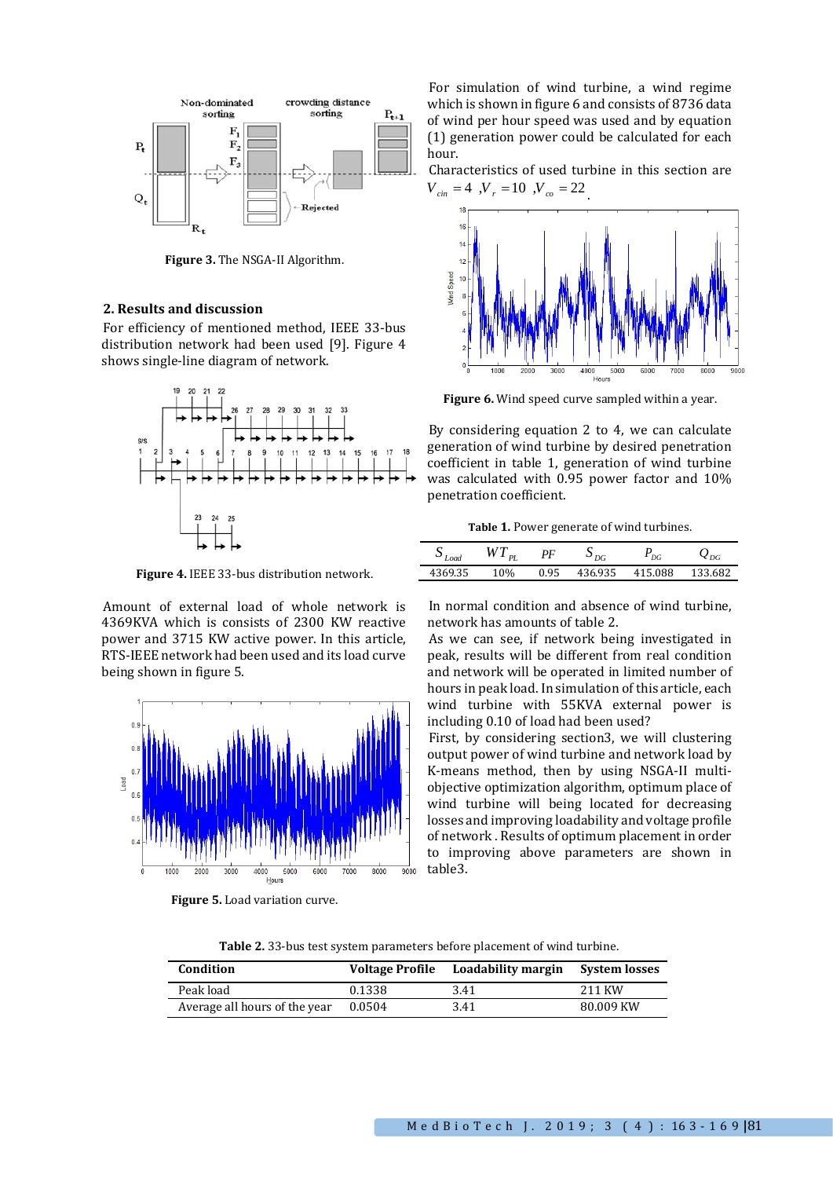Figure 3. The NSGA-II Algorithm.

## 2. Results and discussion

For efficiency of mentioned method, IEEE 33-bus distribution network had been used [9]. Figure 4 shows single-line diagram of network.

Figure 4. IEEE 33-bus distribution network.

Amount of external load of whole network is 4369KVA which is consists of 2300 KW reactive power and 3715 KW active power. In this article, RTS-IEEE network had been used and its load curve being shown in figure 5.

Figure 5. Load variation curve.

For simulation of wind turbine, a wind regime which is shown in figure 6 and consists of 8736 data of wind per hour speed was used and by equation (1) generation power could be calculated for each hour.

Characteristics of used turbine in this section are $V_{cin} = 4$ ,$V_r = 10$ ,$V_{co} = 22$ .

Figure 6. Wind speed curve sampled within a year.

By considering equation 2 to 4, we can calculate generation of wind turbine by desired penetration coefficient in table 1, generation of wind turbine was calculated with 0.95 power factor and 10% penetration coefficient.

Table 1. Power generate of wind turbines.

| $S_{Load}$ | $WT_{PL}$ | $PF$ | $S_{DG}$ | $P_{DG}$ | $Q_{DG}$ |
|---|---|---|---|---|---|
| 4369.35 | 10% | 0.95 | 436.935 | 415.088 | 133.682 |

In normal condition and absence of wind turbine, network has amounts of table 2.

As we can see, if network being investigated in peak, results will be different from real condition and network will be operated in limited number of hours in peak load. In simulation of this article, each wind turbine with 55KVA external power is including 0.10 of load had been used?

First, by considering section3, we will clustering output power of wind turbine and network load by K-means method, then by using NSGA-II multi-objective optimization algorithm, optimum place of wind turbine will being located for decreasing losses and improving loadability and voltage profile of network . Results of optimum placement in order to improving above parameters are shown in table3.

Table 2. 33-bus test system parameters before placement of wind turbine.

| Condition | Voltage Profile | Loadability margin | System losses |
|---|---|---|---|
| Peak load | 0.1338 | 3.41 | 211 KW |
| Average all hours of the year | 0.0504 | 3.41 | 80.009 KW |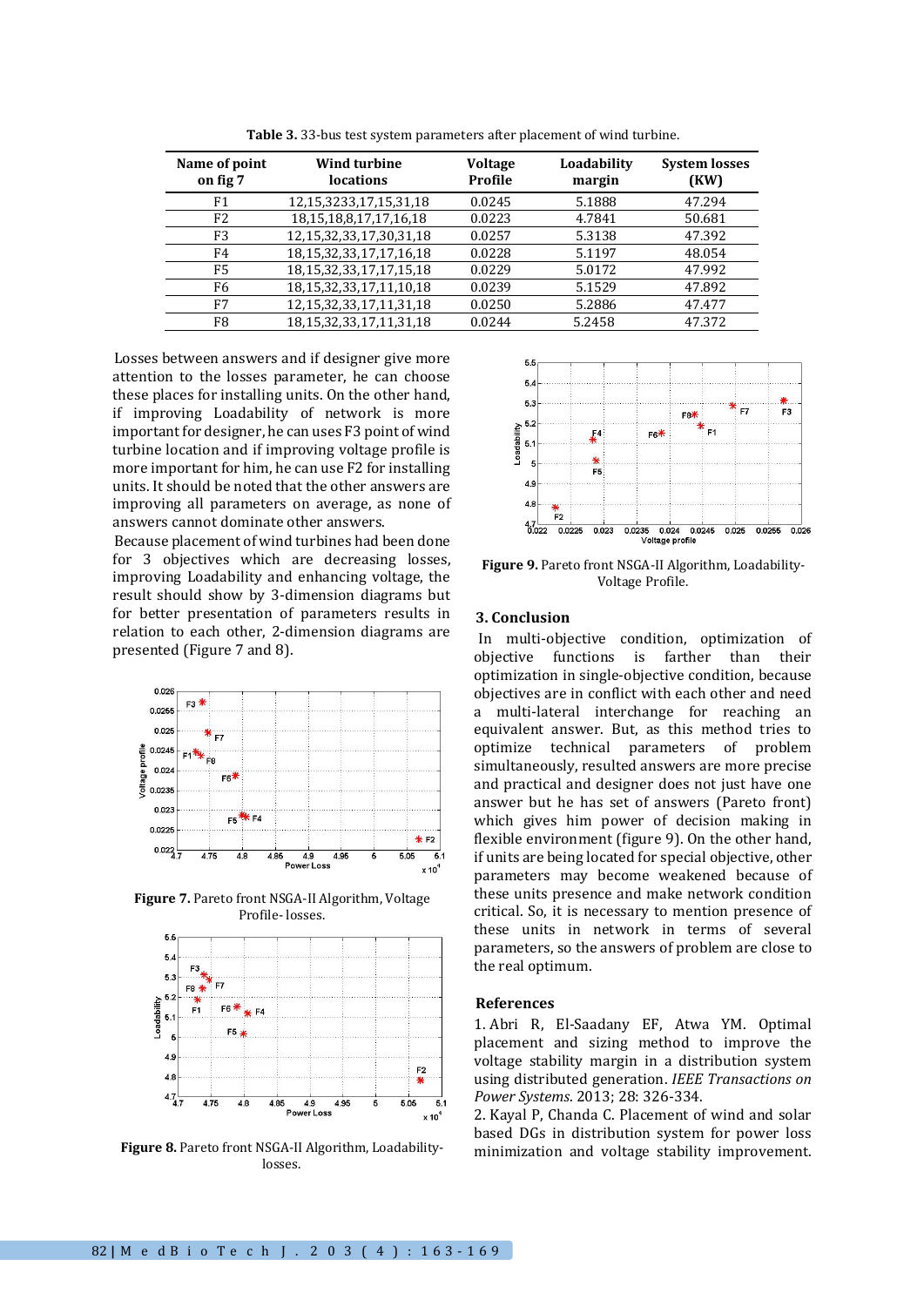**Table 3.** 33-bus test system parameters after placement of wind turbine.

| Name of point on fig 7 | Wind turbine locations | Voltage Profile | Loadability margin | System losses (KW) |
|---|---|---|---|---|
| F1 | 12,15,3233,17,15,31,18 | 0.0245 | 5.1888 | 47.294 |
| F2 | 18,15,18,8,17,17,16,18 | 0.0223 | 4.7841 | 50.681 |
| F3 | 12,15,32,33,17,30,31,18 | 0.0257 | 5.3138 | 47.392 |
| F4 | 18,15,32,33,17,17,16,18 | 0.0228 | 5.1197 | 48.054 |
| F5 | 18,15,32,33,17,17,15,18 | 0.0229 | 5.0172 | 47.992 |
| F6 | 18,15,32,33,17,11,10,18 | 0.0239 | 5.1529 | 47.892 |
| F7 | 12,15,32,33,17,11,31,18 | 0.0250 | 5.2886 | 47.477 |
| F8 | 18,15,32,33,17,11,31,18 | 0.0244 | 5.2458 | 47.372 |

Losses between answers and if designer give more attention to the losses parameter, he can choose these places for installing units. On the other hand, if improving Loadability of network is more important for designer, he can uses F3 point of wind turbine location and if improving voltage profile is more important for him, he can use F2 for installing units. It should be noted that the other answers are improving all parameters on average, as none of answers cannot dominate other answers.

Because placement of wind turbines had been done for 3 objectives which are decreasing losses, improving Loadability and enhancing voltage, the result should show by 3-dimension diagrams but for better presentation of parameters results in relation to each other, 2-dimension diagrams are presented (Figure 7 and 8).

**Figure 7.** Pareto front NSGA-II Algorithm, Voltage Profile- losses.

**Figure 8.** Pareto front NSGA-II Algorithm, Loadability-losses.

**Figure 9.** Pareto front NSGA-II Algorithm, Loadability-Voltage Profile.

## 3. Conclusion

In multi-objective condition, optimization of objective functions is farther than their optimization in single-objective condition, because objectives are in conflict with each other and need a multi-lateral interchange for reaching an equivalent answer. But, as this method tries to optimize technical parameters of problem simultaneously, resulted answers are more precise and practical and designer does not just have one answer but he has set of answers (Pareto front) which gives him power of decision making in flexible environment (figure 9). On the other hand, if units are being located for special objective, other parameters may become weakened because of these units presence and make network condition critical. So, it is necessary to mention presence of these units in network in terms of several parameters, so the answers of problem are close to the real optimum.

## References

1. Abri R, El-Saadany EF, Atwa YM. Optimal placement and sizing method to improve the voltage stability margin in a distribution system using distributed generation. *IEEE Transactions on Power Systems*. 2013; 28: 326-334.

2. Kayal P, Chanda C. Placement of wind and solar based DGs in distribution system for power loss minimization and voltage stability improvement.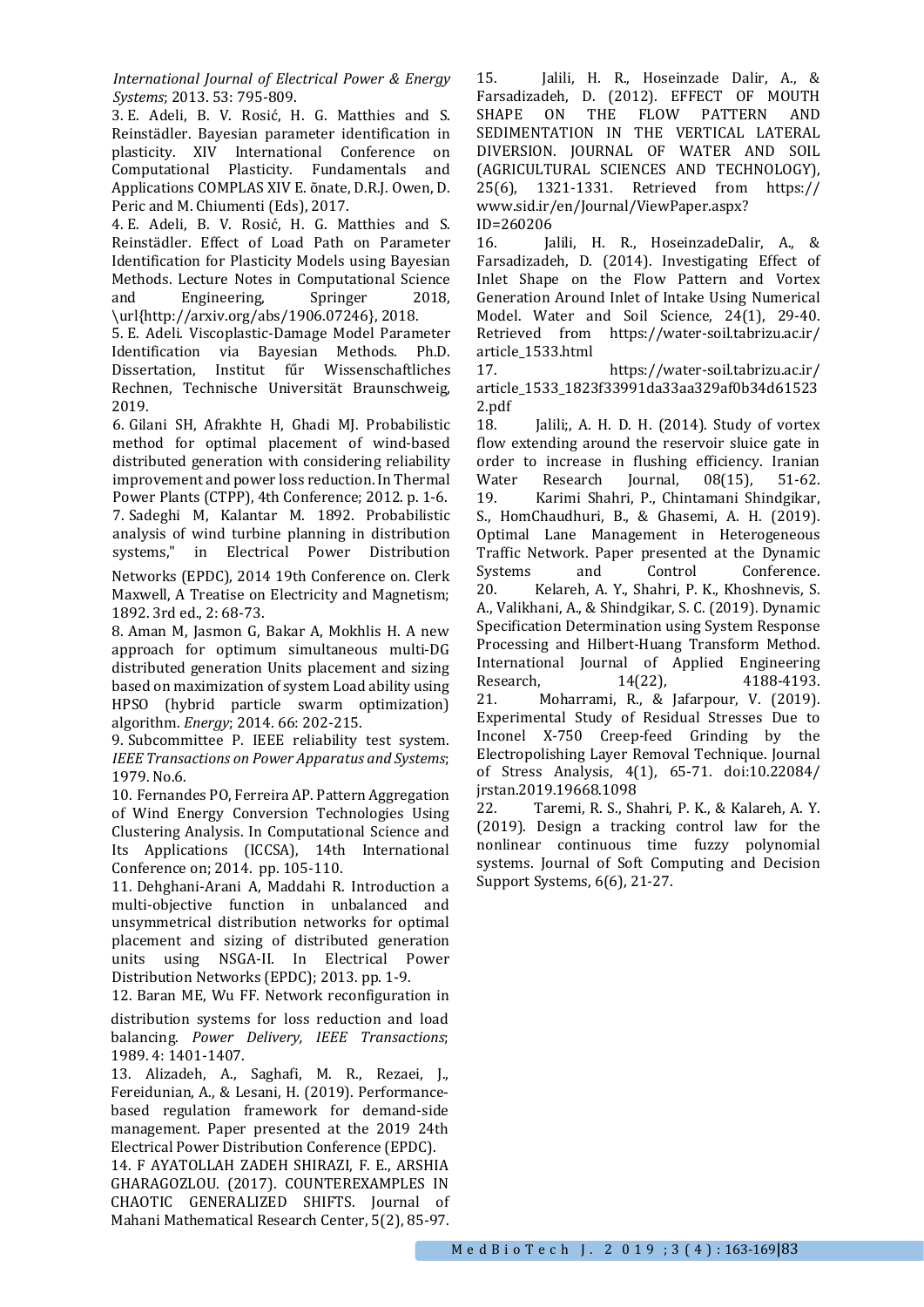*International Journal of Electrical Power & Energy Systems*; 2013. 53: 795-809.

3. E. Adeli, B. V. Rosić, H. G. Matthies and S. Reinstädler. Bayesian parameter identification in plasticity. XIV International Conference on Computational Plasticity. Fundamentals and Applications COMPLAS XIV E. õnate, D.R.J. Owen, D. Peric and M. Chiumenti (Eds), 2017.

4. E. Adeli, B. V. Rosić, H. G. Matthies and S. Reinstädler. Effect of Load Path on Parameter Identification for Plasticity Models using Bayesian Methods. Lecture Notes in Computational Science and Engineering, Springer 2018, \url{http://arxiv.org/abs/1906.07246}, 2018.

5. E. Adeli. Viscoplastic-Damage Model Parameter Identification via Bayesian Methods. Ph.D. Dissertation, Institut fűr Wissenschaftliches Rechnen, Technische Universität Braunschweig, 2019.

6. Gilani SH, Afrakhte H, Ghadi MJ. Probabilistic method for optimal placement of wind-based distributed generation with considering reliability improvement and power loss reduction. In Thermal Power Plants (CTPP), 4th Conference; 2012. p. 1-6.

7. Sadeghi M, Kalantar M. 1892. Probabilistic analysis of wind turbine planning in distribution systems," in Electrical Power Distribution Networks (EPDC), 2014 19th Conference on. Clerk Maxwell, A Treatise on Electricity and Magnetism; 1892. 3rd ed., 2: 68-73.

8. Aman M, Jasmon G, Bakar A, Mokhlis H. A new approach for optimum simultaneous multi-DG distributed generation Units placement and sizing based on maximization of system Load ability using HPSO (hybrid particle swarm optimization) algorithm. *Energy*; 2014. 66: 202-215.

9. Subcommittee P. IEEE reliability test system. *IEEE Transactions on Power Apparatus and Systems*; 1979. No.6.

10. Fernandes PO, Ferreira AP. Pattern Aggregation of Wind Energy Conversion Technologies Using Clustering Analysis. In Computational Science and Its Applications (ICCSA), 14th International Conference on; 2014. pp. 105-110.

11. Dehghani-Arani A, Maddahi R. Introduction a multi-objective function in unbalanced and unsymmetrical distribution networks for optimal placement and sizing of distributed generation units using NSGA-II. In Electrical Power Distribution Networks (EPDC); 2013. pp. 1-9.

12. Baran ME, Wu FF. Network reconfiguration in distribution systems for loss reduction and load balancing. *Power Delivery, IEEE Transactions*; 1989. 4: 1401-1407.

13. Alizadeh, A., Saghafi, M. R., Rezaei, J., Fereidunian, A., & Lesani, H. (2019). Performance-based regulation framework for demand-side management. Paper presented at the 2019 24th Electrical Power Distribution Conference (EPDC).

14. F AYATOLLAH ZADEH SHIRAZI, F. E., ARSHIA GHARAGOZLOU. (2017). COUNTEREXAMPLES IN CHAOTIC GENERALIZED SHIFTS. Journal of Mahani Mathematical Research Center, 5(2), 85-97.

15. Jalili, H. R., Hoseinzade Dalir, A., & Farsadizadeh, D. (2012). EFFECT OF MOUTH SHAPE ON THE FLOW PATTERN AND SEDIMENTATION IN THE VERTICAL LATERAL DIVERSION. JOURNAL OF WATER AND SOIL (AGRICULTURAL SCIENCES AND TECHNOLOGY), 25(6), 1321-1331. Retrieved from https://www.sid.ir/en/Journal/ViewPaper.aspx?ID=260206

16. Jalili, H. R., HoseinzadeDalir, A., & Farsadizadeh, D. (2014). Investigating Effect of Inlet Shape on the Flow Pattern and Vortex Generation Around Inlet of Intake Using Numerical Model. Water and Soil Science, 24(1), 29-40. Retrieved from https://water-soil.tabrizu.ac.ir/article_1533.html

17. https://water-soil.tabrizu.ac.ir/article_1533_1823f33991da33aa329af0b34d615232.pdf

18. Jalili;, A. H. D. H. (2014). Study of vortex flow extending around the reservoir sluice gate in order to increase in flushing efficiency. Iranian Water Research Journal, 08(15), 51-62.

19. Karimi Shahri, P., Chintamani Shindgikar, S., HomChaudhuri, B., & Ghasemi, A. H. (2019). Optimal Lane Management in Heterogeneous Traffic Network. Paper presented at the Dynamic Systems and Control Conference.

20. Kelareh, A. Y., Shahri, P. K., Khoshnevis, S. A., Valikhani, A., & Shindgikar, S. C. (2019). Dynamic Specification Determination using System Response Processing and Hilbert-Huang Transform Method. International Journal of Applied Engineering Research, 14(22), 4188-4193.

21. Moharrami, R., & Jafarpour, V. (2019). Experimental Study of Residual Stresses Due to Inconel X-750 Creep-feed Grinding by the Electropolishing Layer Removal Technique. Journal of Stress Analysis, 4(1), 65-71. doi:10.22084/jrstan.2019.19668.1098

22. Taremi, R. S., Shahri, P. K., & Kalareh, A. Y. (2019). Design a tracking control law for the nonlinear continuous time fuzzy polynomial systems. Journal of Soft Computing and Decision Support Systems, 6(6), 21-27.